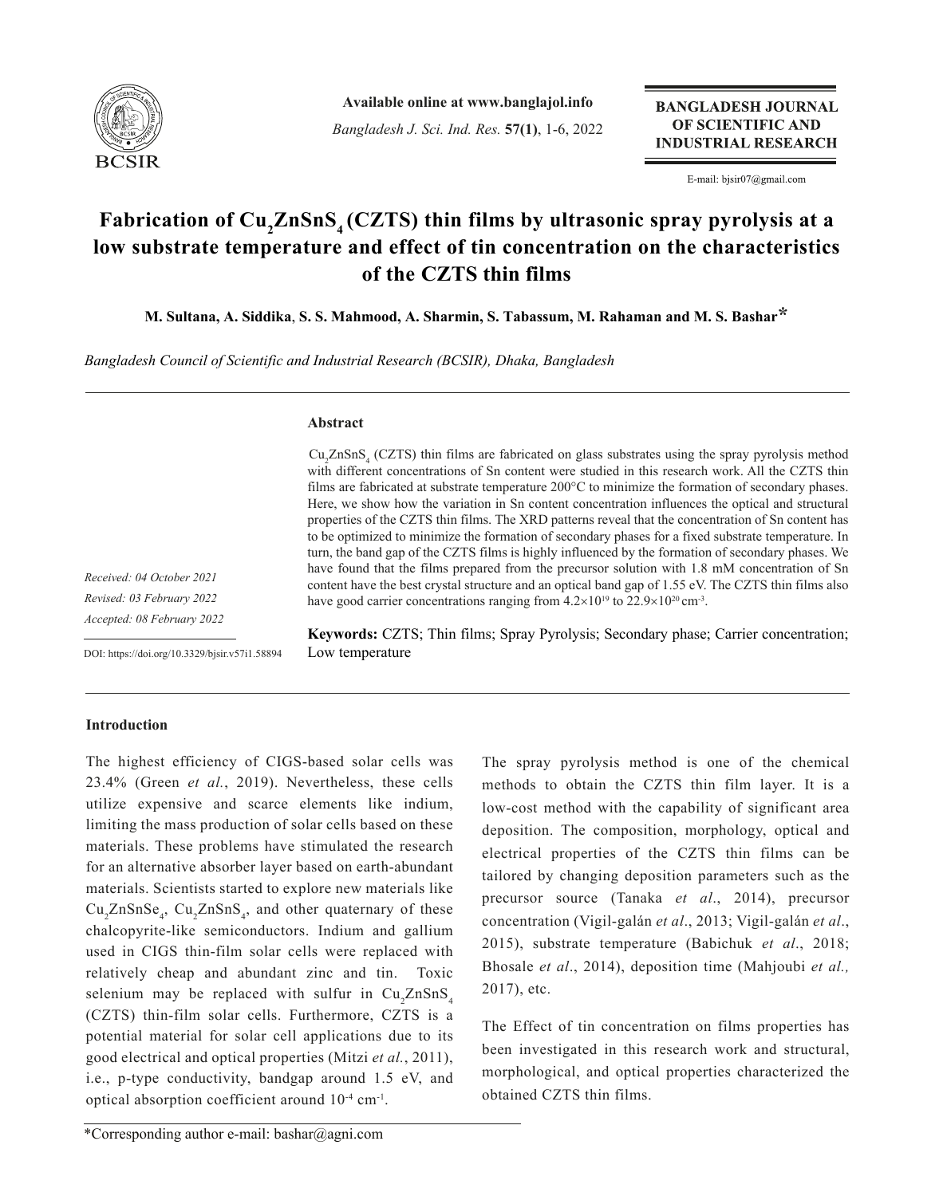# Fabrication of $Cu_2ZnSnS_4$ (CZTS) thin films by ultrasonic spray pyrolysis at a low substrate temperature and effect of tin concentration on the characteristics of the CZTS thin films

**M. Sultana, A. Siddika, S. S. Mahmood, A. Sharmin, S. Tabassum, M. Rahaman and M. S. Bashar***

*Bangladesh Council of Scientific and Industrial Research (BCSIR), Dhaka, Bangladesh*

*Received: 04 October 2021*
*Revised: 03 February 2022*
*Accepted: 08 February 2022*

DOI: https://doi.org/10.3329/bjsir.v57i1.58894

## Abstract

$Cu_2ZnSnS_4$ (CZTS) thin films are fabricated on glass substrates using the spray pyrolysis method with different concentrations of Sn content were studied in this research work. All the CZTS thin films are fabricated at substrate temperature 200°C to minimize the formation of secondary phases. Here, we show how the variation in Sn content concentration influences the optical and structural properties of the CZTS thin films. The XRD patterns reveal that the concentration of Sn content has to be optimized to minimize the formation of secondary phases for a fixed substrate temperature. In turn, the band gap of the CZTS films is highly influenced by the formation of secondary phases. We have found that the films prepared from the precursor solution with 1.8 mM concentration of Sn content have the best crystal structure and an optical band gap of 1.55 eV. The CZTS thin films also have good carrier concentrations ranging from $4.2\times10^{19}$ to $22.9\times10^{20}$ $cm^{-3}$.

**Keywords:** CZTS; Thin films; Spray Pyrolysis; Secondary phase; Carrier concentration; Low temperature

## Introduction

The highest efficiency of CIGS-based solar cells was 23.4% (Green *et al.*, 2019). Nevertheless, these cells utilize expensive and scarce elements like indium, limiting the mass production of solar cells based on these materials. These problems have stimulated the research for an alternative absorber layer based on earth-abundant materials. Scientists started to explore new materials like $Cu_2ZnSnSe_4$, $Cu_2ZnSnS_4$, and other quaternary of these chalcopyrite-like semiconductors. Indium and gallium used in CIGS thin-film solar cells were replaced with relatively cheap and abundant zinc and tin. Toxic selenium may be replaced with sulfur in $Cu_2ZnSnS_4$ (CZTS) thin-film solar cells. Furthermore, CZTS is a potential material for solar cell applications due to its good electrical and optical properties (Mitzi *et al.*, 2011), i.e., p-type conductivity, bandgap around 1.5 eV, and optical absorption coefficient around $10^{-4}$ $cm^{-1}$.

The spray pyrolysis method is one of the chemical methods to obtain the CZTS thin film layer. It is a low-cost method with the capability of significant area deposition. The composition, morphology, optical and electrical properties of the CZTS thin films can be tailored by changing deposition parameters such as the precursor source (Tanaka *et al*., 2014), precursor concentration (Vigil-galán *et al*., 2013; Vigil-galán *et al*., 2015), substrate temperature (Babichuk *et al*., 2018; Bhosale *et al*., 2014), deposition time (Mahjoubi *et al.,* 2017), etc.

The Effect of tin concentration on films properties has been investigated in this research work and structural, morphological, and optical properties characterized the obtained CZTS thin films.

*Corresponding author e-mail: bashar@agni.com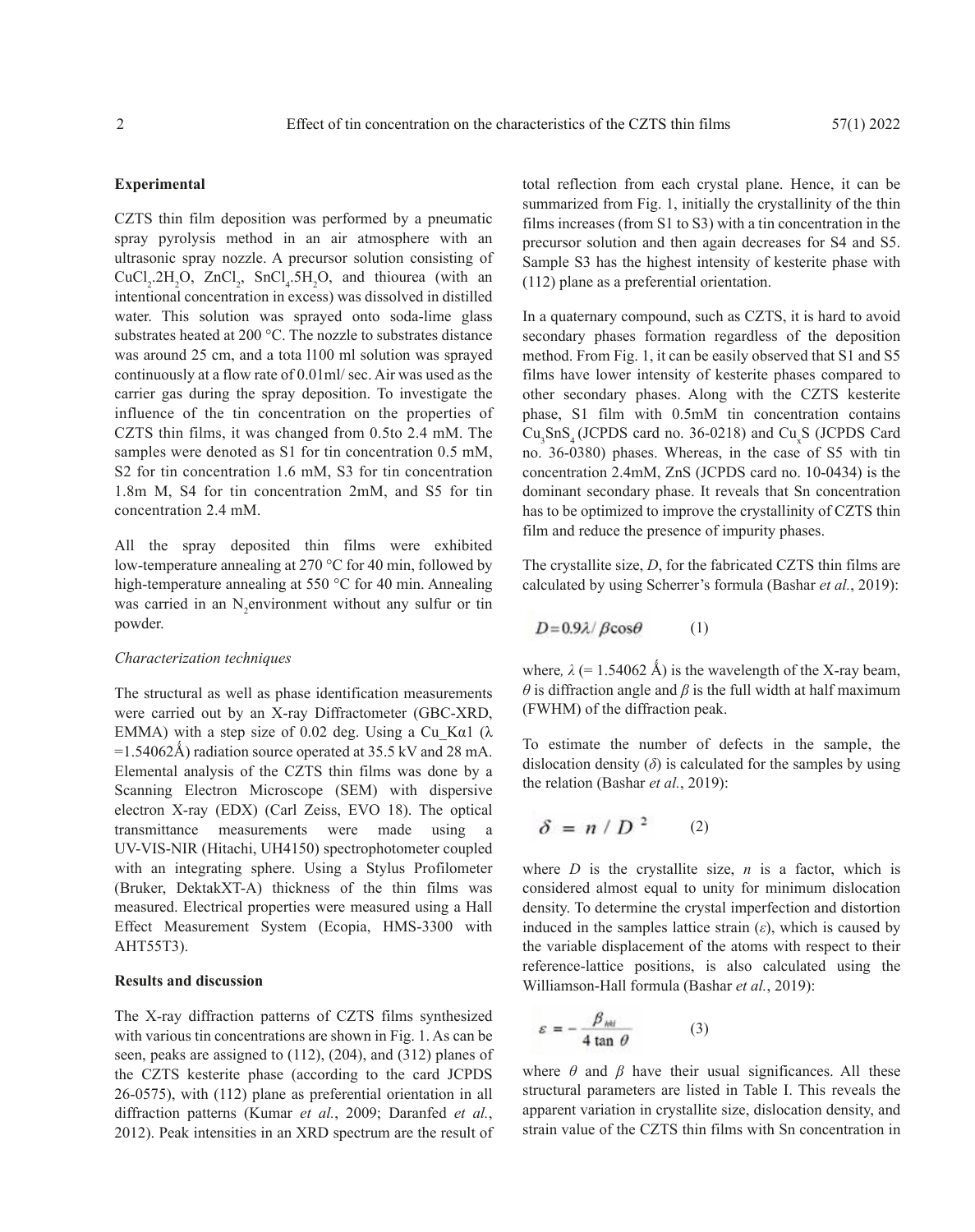## Experimental

CZTS thin film deposition was performed by a pneumatic spray pyrolysis method in an air atmosphere with an ultrasonic spray nozzle. A precursor solution consisting of $CuCl_2.2H_2O$, $ZnCl_2$, $SnCl_4.5H_2O$, and thiourea (with an intentional concentration in excess) was dissolved in distilled water. This solution was sprayed onto soda-lime glass substrates heated at 200 °C. The nozzle to substrates distance was around 25 cm, and a tota l100 ml solution was sprayed continuously at a flow rate of 0.01ml/ sec. Air was used as the carrier gas during the spray deposition. To investigate the influence of the tin concentration on the properties of CZTS thin films, it was changed from 0.5to 2.4 mM. The samples were denoted as S1 for tin concentration 0.5 mM, S2 for tin concentration 1.6 mM, S3 for tin concentration 1.8m M, S4 for tin concentration 2mM, and S5 for tin concentration 2.4 mM.

All the spray deposited thin films were exhibited low-temperature annealing at 270 °C for 40 min, followed by high-temperature annealing at 550 °C for 40 min. Annealing was carried in an $N_2$environment without any sulfur or tin powder.

### *Characterization techniques*

The structural as well as phase identification measurements were carried out by an X-ray Diffractometer (GBC-XRD, EMMA) with a step size of 0.02 deg. Using a Cu_Kα1 (λ =1.54062Å) radiation source operated at 35.5 kV and 28 mA. Elemental analysis of the CZTS thin films was done by a Scanning Electron Microscope (SEM) with dispersive electron X-ray (EDX) (Carl Zeiss, EVO 18). The optical transmittance measurements were made using a UV-VIS-NIR (Hitachi, UH4150) spectrophotometer coupled with an integrating sphere. Using a Stylus Profilometer (Bruker, DektakXT-A) thickness of the thin films was measured. Electrical properties were measured using a Hall Effect Measurement System (Ecopia, HMS-3300 with AHT55T3).

## Results and discussion

The X-ray diffraction patterns of CZTS films synthesized with various tin concentrations are shown in Fig. 1. As can be seen, peaks are assigned to (112), (204), and (312) planes of the CZTS kesterite phase (according to the card JCPDS 26-0575), with (112) plane as preferential orientation in all diffraction patterns (Kumar *et al.*, 2009; Daranfed *et al.*, 2012). Peak intensities in an XRD spectrum are the result of total reflection from each crystal plane. Hence, it can be summarized from Fig. 1, initially the crystallinity of the thin films increases (from S1 to S3) with a tin concentration in the precursor solution and then again decreases for S4 and S5. Sample S3 has the highest intensity of kesterite phase with (112) plane as a preferential orientation.

In a quaternary compound, such as CZTS, it is hard to avoid secondary phases formation regardless of the deposition method. From Fig. 1, it can be easily observed that S1 and S5 films have lower intensity of kesterite phases compared to other secondary phases. Along with the CZTS kesterite phase, S1 film with 0.5mM tin concentration contains $Cu_3SnS_4$ (JCPDS card no. 36-0218) and $Cu_xS$ (JCPDS Card no. 36-0380) phases. Whereas, in the case of S5 with tin concentration 2.4mM, ZnS (JCPDS card no. 10-0434) is the dominant secondary phase. It reveals that Sn concentration has to be optimized to improve the crystallinity of CZTS thin film and reduce the presence of impurity phases.

The crystallite size, *D*, for the fabricated CZTS thin films are calculated by using Scherrer's formula (Bashar *et al.*, 2019):

$$D = 0.9\lambda / \beta\cos\theta \qquad (1)$$

where, $\lambda$ (= 1.54062 Å) is the wavelength of the X-ray beam, $\theta$ is diffraction angle and $\beta$ is the full width at half maximum (FWHM) of the diffraction peak.

To estimate the number of defects in the sample, the dislocation density ($\delta$) is calculated for the samples by using the relation (Bashar *et al.*, 2019):

$$\delta = n / D^2 \qquad (2)$$

where $D$ is the crystallite size, $n$ is a factor, which is considered almost equal to unity for minimum dislocation density. To determine the crystal imperfection and distortion induced in the samples lattice strain ($\varepsilon$), which is caused by the variable displacement of the atoms with respect to their reference-lattice positions, is also calculated using the Williamson-Hall formula (Bashar *et al.*, 2019):

$$\varepsilon = -\frac{\beta_{hkl}}{4\tan\theta} \qquad (3)$$

where $\theta$ and $\beta$ have their usual significances. All these structural parameters are listed in Table I. This reveals the apparent variation in crystallite size, dislocation density, and strain value of the CZTS thin films with Sn concentration in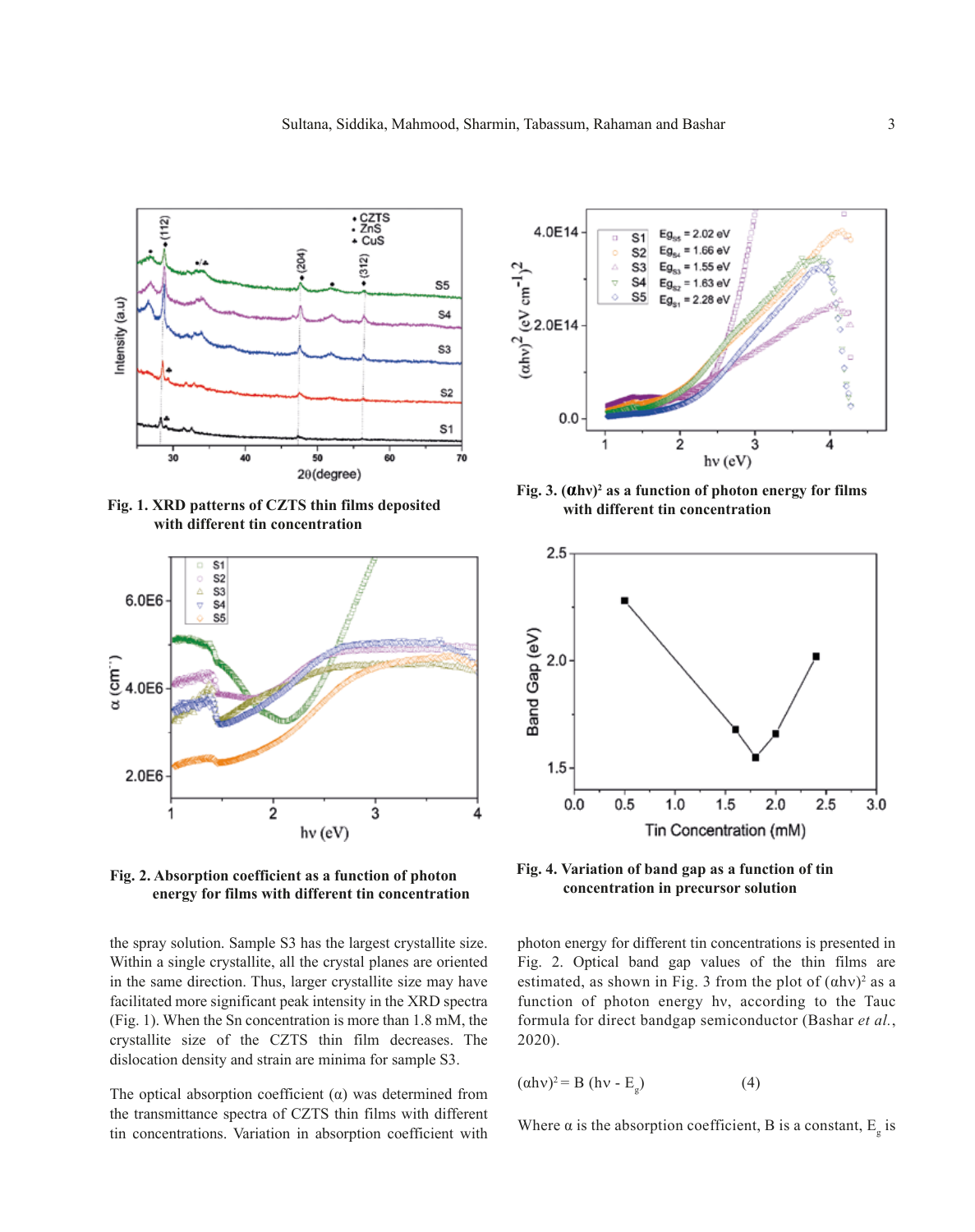Fig. 1. XRD patterns of CZTS thin films deposited with different tin concentration

Fig. 2. Absorption coefficient as a function of photon energy for films with different tin concentration

Fig. 3. $(\alpha h\nu)^2$ as a function of photon energy for films with different tin concentration

Fig. 4. Variation of band gap as a function of tin concentration in precursor solution

the spray solution. Sample S3 has the largest crystallite size. Within a single crystallite, all the crystal planes are oriented in the same direction. Thus, larger crystallite size may have facilitated more significant peak intensity in the XRD spectra (Fig. 1). When the Sn concentration is more than 1.8 mM, the crystallite size of the CZTS thin film decreases. The dislocation density and strain are minima for sample S3.

The optical absorption coefficient ($\alpha$) was determined from the transmittance spectra of CZTS thin films with different tin concentrations. Variation in absorption coefficient with photon energy for different tin concentrations is presented in Fig. 2. Optical band gap values of the thin films are estimated, as shown in Fig. 3 from the plot of $(\alpha h\nu)^2$ as a function of photon energy $h\nu$, according to the Tauc formula for direct bandgap semiconductor (Bashar *et al.*, 2020).

$$(\alpha h\nu)^2 = B\,(h\nu - E_g) \qquad (4)$$

Where $\alpha$ is the absorption coefficient, B is a constant, $E_g$ is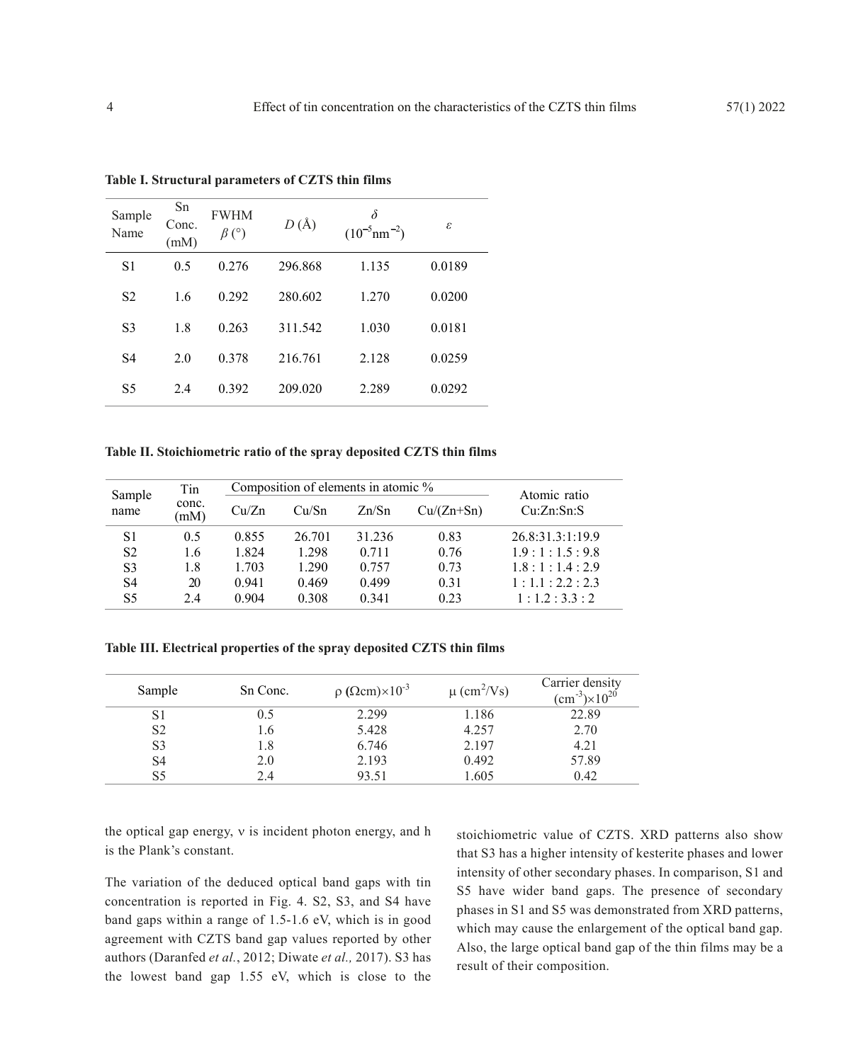**Table I. Structural parameters of CZTS thin films**

| Sample Name | Sn Conc. (mM) | FWHM $\beta$ (°) | $D$ (Å) | $\delta$ ($10^{-5}$nm$^{-2}$) | $\varepsilon$ |
|---|---|---|---|---|---|
| S1 | 0.5 | 0.276 | 296.868 | 1.135 | 0.0189 |
| S2 | 1.6 | 0.292 | 280.602 | 1.270 | 0.0200 |
| S3 | 1.8 | 0.263 | 311.542 | 1.030 | 0.0181 |
| S4 | 2.0 | 0.378 | 216.761 | 2.128 | 0.0259 |
| S5 | 2.4 | 0.392 | 209.020 | 2.289 | 0.0292 |

**Table II. Stoichiometric ratio of the spray deposited CZTS thin films**

| Sample name | Tin conc. (mM) | Composition of elements in atomic % | | | | Atomic ratio Cu:Zn:Sn:S |
|---|---|---|---|---|---|---|
| | | Cu/Zn | Cu/Sn | Zn/Sn | Cu/(Zn+Sn) | |
| S1 | 0.5 | 0.855 | 26.701 | 31.236 | 0.83 | 26.8:31.3:1:19.9 |
| S2 | 1.6 | 1.824 | 1.298 | 0.711 | 0.76 | 1.9 : 1 : 1.5 : 9.8 |
| S3 | 1.8 | 1.703 | 1.290 | 0.757 | 0.73 | 1.8 : 1 : 1.4 : 2.9 |
| S4 | 20 | 0.941 | 0.469 | 0.499 | 0.31 | 1 : 1.1 : 2.2 : 2.3 |
| S5 | 2.4 | 0.904 | 0.308 | 0.341 | 0.23 | 1 : 1.2 : 3.3 : 2 |

**Table III. Electrical properties of the spray deposited CZTS thin films**

| Sample | Sn Conc. | $\rho$ ($\Omega$cm)$\times 10^{-3}$ | $\mu$ (cm$^2$/Vs) | Carrier density (cm$^{-3}$)$\times 10^{20}$ |
|---|---|---|---|---|
| S1 | 0.5 | 2.299 | 1.186 | 22.89 |
| S2 | 1.6 | 5.428 | 4.257 | 2.70 |
| S3 | 1.8 | 6.746 | 2.197 | 4.21 |
| S4 | 2.0 | 2.193 | 0.492 | 57.89 |
| S5 | 2.4 | 93.51 | 1.605 | 0.42 |

the optical gap energy, $\nu$ is incident photon energy, and h is the Plank's constant.

The variation of the deduced optical band gaps with tin concentration is reported in Fig. 4. S2, S3, and S4 have band gaps within a range of 1.5-1.6 eV, which is in good agreement with CZTS band gap values reported by other authors (Daranfed *et al.*, 2012; Diwate *et al.,* 2017). S3 has the lowest band gap 1.55 eV, which is close to the stoichiometric value of CZTS. XRD patterns also show that S3 has a higher intensity of kesterite phases and lower intensity of other secondary phases. In comparison, S1 and S5 have wider band gaps. The presence of secondary phases in S1 and S5 was demonstrated from XRD patterns, which may cause the enlargement of the optical band gap. Also, the large optical band gap of the thin films may be a result of their composition.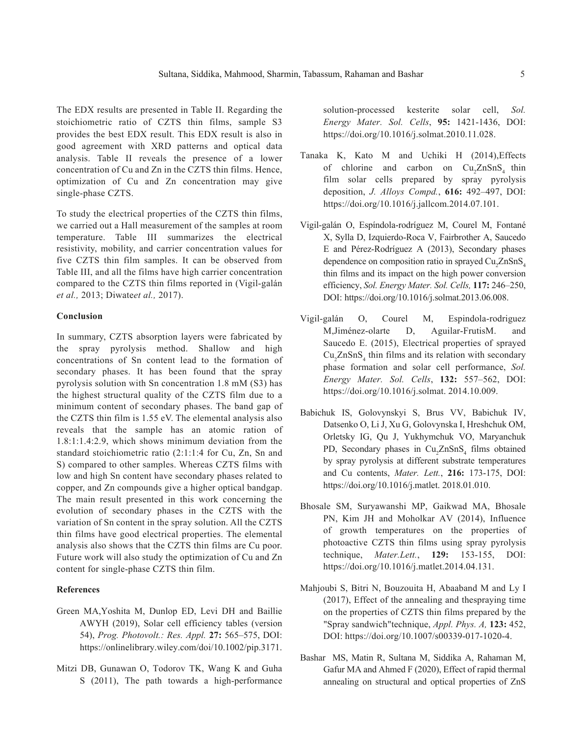The EDX results are presented in Table II. Regarding the stoichiometric ratio of CZTS thin films, sample S3 provides the best EDX result. This EDX result is also in good agreement with XRD patterns and optical data analysis. Table II reveals the presence of a lower concentration of Cu and Zn in the CZTS thin films. Hence, optimization of Cu and Zn concentration may give single-phase CZTS.

To study the electrical properties of the CZTS thin films, we carried out a Hall measurement of the samples at room temperature. Table III summarizes the electrical resistivity, mobility, and carrier concentration values for five CZTS thin film samples. It can be observed from Table III, and all the films have high carrier concentration compared to the CZTS thin films reported in (Vigil-galán *et al.,* 2013; Diwate*et al.,* 2017).

**Conclusion**

In summary, CZTS absorption layers were fabricated by the spray pyrolysis method. Shallow and high concentrations of Sn content lead to the formation of secondary phases. It has been found that the spray pyrolysis solution with Sn concentration 1.8 mM (S3) has the highest structural quality of the CZTS film due to a minimum content of secondary phases. The band gap of the CZTS thin film is 1.55 eV. The elemental analysis also reveals that the sample has an atomic ration of 1.8:1:1.4:2.9, which shows minimum deviation from the standard stoichiometric ratio (2:1:1:4 for Cu, Zn, Sn and S) compared to other samples. Whereas CZTS films with low and high Sn content have secondary phases related to copper, and Zn compounds give a higher optical bandgap. The main result presented in this work concerning the evolution of secondary phases in the CZTS with the variation of Sn content in the spray solution. All the CZTS thin films have good electrical properties. The elemental analysis also shows that the CZTS thin films are Cu poor. Future work will also study the optimization of Cu and Zn content for single-phase CZTS thin film.

**References**

Green MA,Yoshita M, Dunlop ED, Levi DH and Baillie AWYH (2019), Solar cell efficiency tables (version 54), *Prog. Photovolt.: Res. Appl.* **27:** 565–575, DOI: https://onlinelibrary.wiley.com/doi/10.1002/pip.3171.

Mitzi DB, Gunawan O, Todorov TK, Wang K and Guha S (2011), The path towards a high-performance solution-processed kesterite solar cell, *Sol. Energy Mater. Sol. Cells*, **95:** 1421-1436, DOI: https://doi.org/10.1016/j.solmat.2010.11.028.

Tanaka K, Kato M and Uchiki H (2014),Effects of chlorine and carbon on $Cu_2ZnSnS_4$ thin film solar cells prepared by spray pyrolysis deposition, *J. Alloys Compd.*, **616:** 492–497, DOI: https://doi.org/10.1016/j.jallcom.2014.07.101.

Vigil-galán O, Espíndola-rodríguez M, Courel M, Fontané X, Sylla D, Izquierdo-Roca V, Fairbrother A, Saucedo E and Pérez-Rodríguez A (2013), Secondary phases dependence on composition ratio in sprayed $Cu_2ZnSnS_4$ thin films and its impact on the high power conversion efficiency, *Sol. Energy Mater. Sol. Cells,* **117:** 246–250, DOI: https://doi.org/10.1016/j.solmat.2013.06.008.

Vigil-galán O, Courel M, Espindola-rodriguez M,Jiménez-olarte D, Aguilar-FrutisM. and Saucedo E. (2015), Electrical properties of sprayed $Cu_2ZnSnS_4$ thin films and its relation with secondary phase formation and solar cell performance, *Sol. Energy Mater. Sol. Cells*, **132:** 557–562, DOI: https://doi.org/10.1016/j.solmat. 2014.10.009.

Babichuk IS, Golovynskyi S, Brus VV, Babichuk IV, Datsenko O, Li J, Xu G, Golovynska I, Hreshchuk OM, Orletsky IG, Qu J, Yukhymchuk VO, Maryanchuk PD, Secondary phases in $Cu_2ZnSnS_4$ films obtained by spray pyrolysis at different substrate temperatures and Cu contents, *Mater. Lett.*, **216:** 173-175, DOI: https://doi.org/10.1016/j.matlet. 2018.01.010.

Bhosale SM, Suryawanshi MP, Gaikwad MA, Bhosale PN, Kim JH and Moholkar AV (2014), Influence of growth temperatures on the properties of photoactive CZTS thin films using spray pyrolysis technique, *Mater.Lett.*, **129:** 153-155, DOI: https://doi.org/10.1016/j.matlet.2014.04.131.

Mahjoubi S, Bitri N, Bouzouita H, Abaaband M and Ly I (2017), Effect of the annealing and thespraying time on the properties of CZTS thin films prepared by the "Spray sandwich"technique, *Appl. Phys. A,* **123:** 452, DOI: https://doi.org/10.1007/s00339-017-1020-4.

Bashar MS, Matin R, Sultana M, Siddika A, Rahaman M, Gafur MA and Ahmed F (2020), Effect of rapid thermal annealing on structural and optical properties of ZnS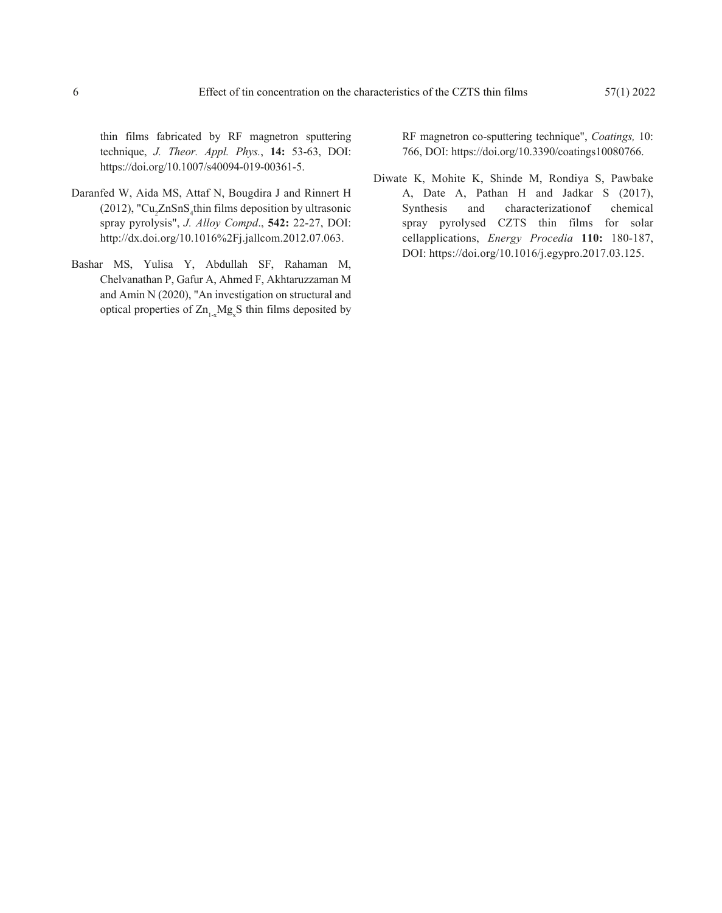thin films fabricated by RF magnetron sputtering technique, *J. Theor. Appl. Phys.*, **14:** 53-63, DOI: https://doi.org/10.1007/s40094-019-00361-5.

Daranfed W, Aida MS, Attaf N, Bougdira J and Rinnert H (2012), "$Cu_2ZnSnS_4$thin films deposition by ultrasonic spray pyrolysis", *J. Alloy Compd*., **542:** 22-27, DOI: http://dx.doi.org/10.1016%2Fj.jallcom.2012.07.063.

Bashar MS, Yulisa Y, Abdullah SF, Rahaman M, Chelvanathan P, Gafur A, Ahmed F, Akhtaruzzaman M and Amin N (2020), "An investigation on structural and optical properties of $Zn_{1-x}Mg_xS$ thin films deposited by RF magnetron co-sputtering technique", *Coatings,* 10: 766, DOI: https://doi.org/10.3390/coatings10080766.

Diwate K, Mohite K, Shinde M, Rondiya S, Pawbake A, Date A, Pathan H and Jadkar S (2017), Synthesis and characterizationof chemical spray pyrolysed CZTS thin films for solar cellapplications, *Energy Procedia* **110:** 180-187, DOI: https://doi.org/10.1016/j.egypro.2017.03.125.